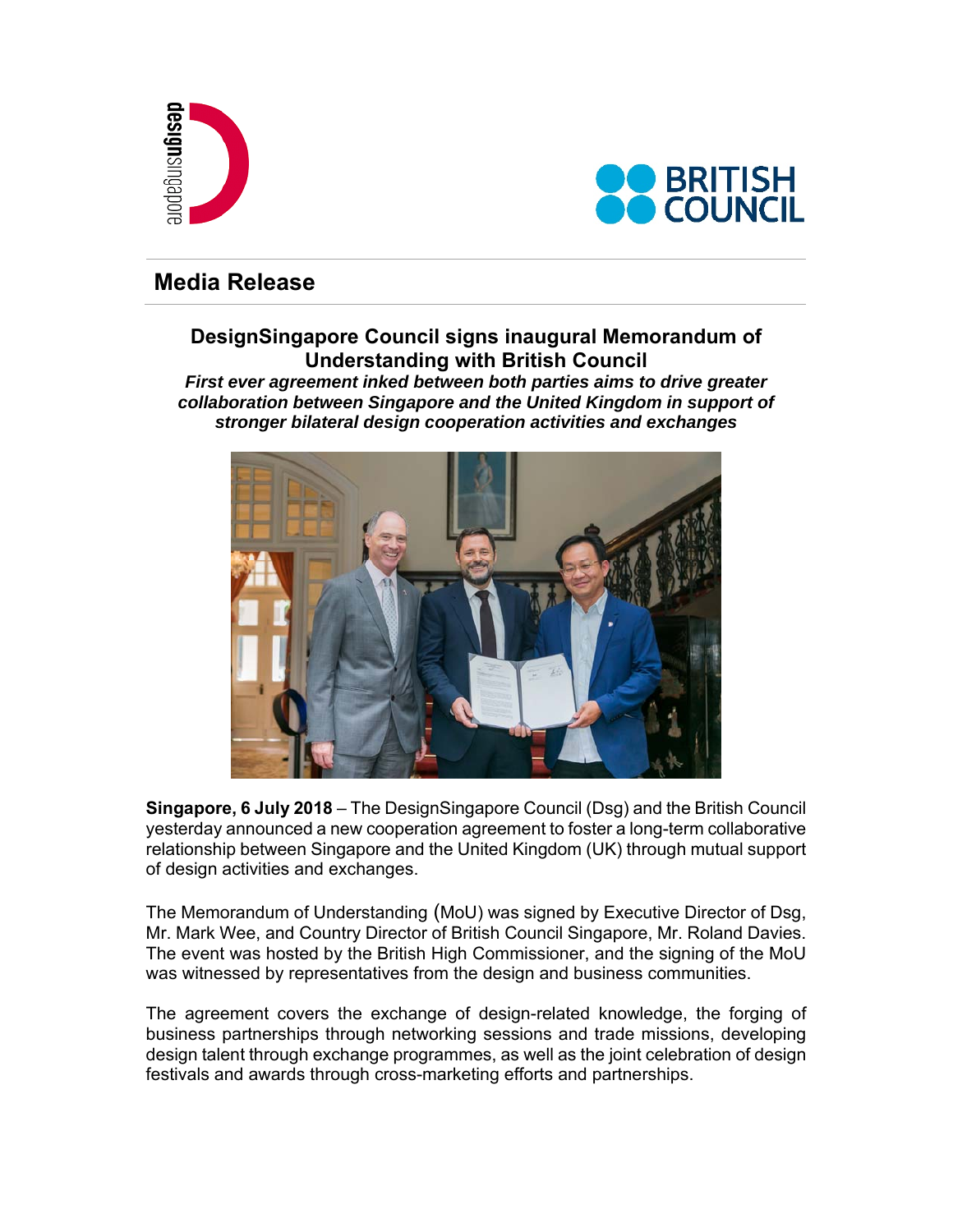# Media Release

## DesignSingapore Council signs inaugural Memorandum of Understanding with British Council

***First ever agreement inked between both parties aims to drive greater collaboration between Singapore and the United Kingdom in support of stronger bilateral design cooperation activities and exchanges***

**Singapore, 6 July 2018** – The DesignSingapore Council (Dsg) and the British Council yesterday announced a new cooperation agreement to foster a long-term collaborative relationship between Singapore and the United Kingdom (UK) through mutual support of design activities and exchanges.

The Memorandum of Understanding (MoU) was signed by Executive Director of Dsg, Mr. Mark Wee, and Country Director of British Council Singapore, Mr. Roland Davies. The event was hosted by the British High Commissioner, and the signing of the MoU was witnessed by representatives from the design and business communities.

The agreement covers the exchange of design-related knowledge, the forging of business partnerships through networking sessions and trade missions, developing design talent through exchange programmes, as well as the joint celebration of design festivals and awards through cross-marketing efforts and partnerships.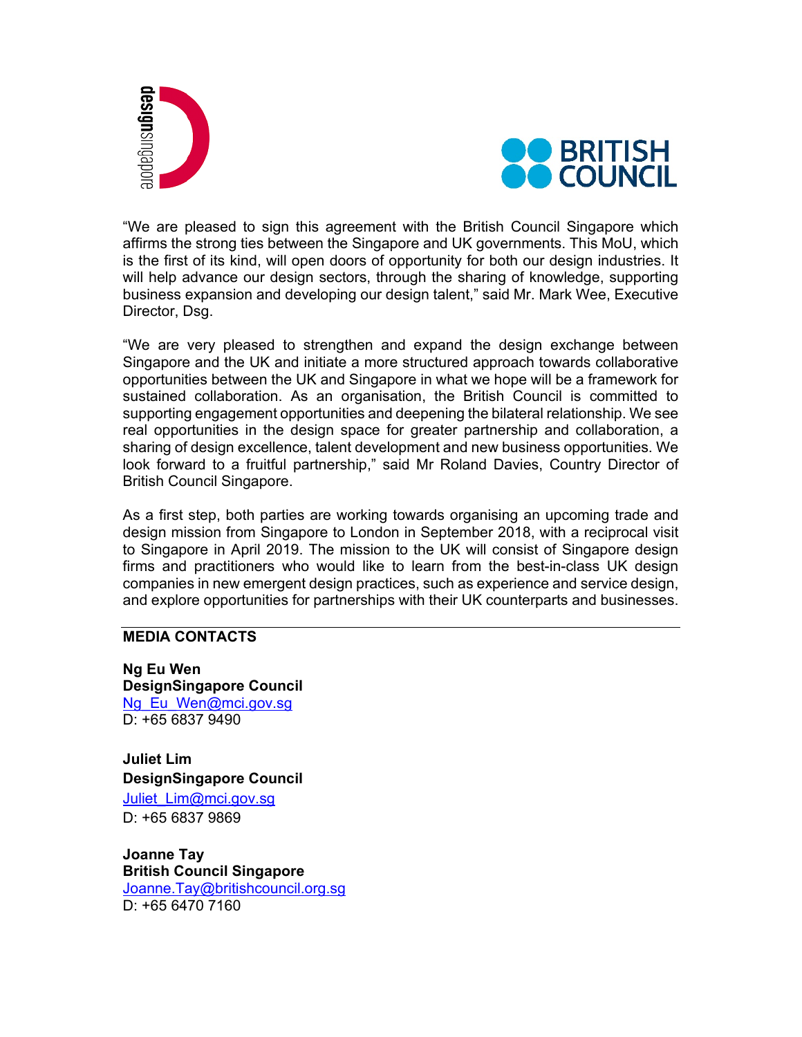"We are pleased to sign this agreement with the British Council Singapore which affirms the strong ties between the Singapore and UK governments. This MoU, which is the first of its kind, will open doors of opportunity for both our design industries. It will help advance our design sectors, through the sharing of knowledge, supporting business expansion and developing our design talent," said Mr. Mark Wee, Executive Director, Dsg.

"We are very pleased to strengthen and expand the design exchange between Singapore and the UK and initiate a more structured approach towards collaborative opportunities between the UK and Singapore in what we hope will be a framework for sustained collaboration. As an organisation, the British Council is committed to supporting engagement opportunities and deepening the bilateral relationship. We see real opportunities in the design space for greater partnership and collaboration, a sharing of design excellence, talent development and new business opportunities. We look forward to a fruitful partnership," said Mr Roland Davies, Country Director of British Council Singapore.

As a first step, both parties are working towards organising an upcoming trade and design mission from Singapore to London in September 2018, with a reciprocal visit to Singapore in April 2019. The mission to the UK will consist of Singapore design firms and practitioners who would like to learn from the best-in-class UK design companies in new emergent design practices, such as experience and service design, and explore opportunities for partnerships with their UK counterparts and businesses.

---

**MEDIA CONTACTS**

**Ng Eu Wen**
**DesignSingapore Council**
Ng_Eu_Wen@mci.gov.sg
D: +65 6837 9490

**Juliet Lim**
**DesignSingapore Council**
Juliet_Lim@mci.gov.sg
D: +65 6837 9869

**Joanne Tay**
**British Council Singapore**
Joanne.Tay@britishcouncil.org.sg
D: +65 6470 7160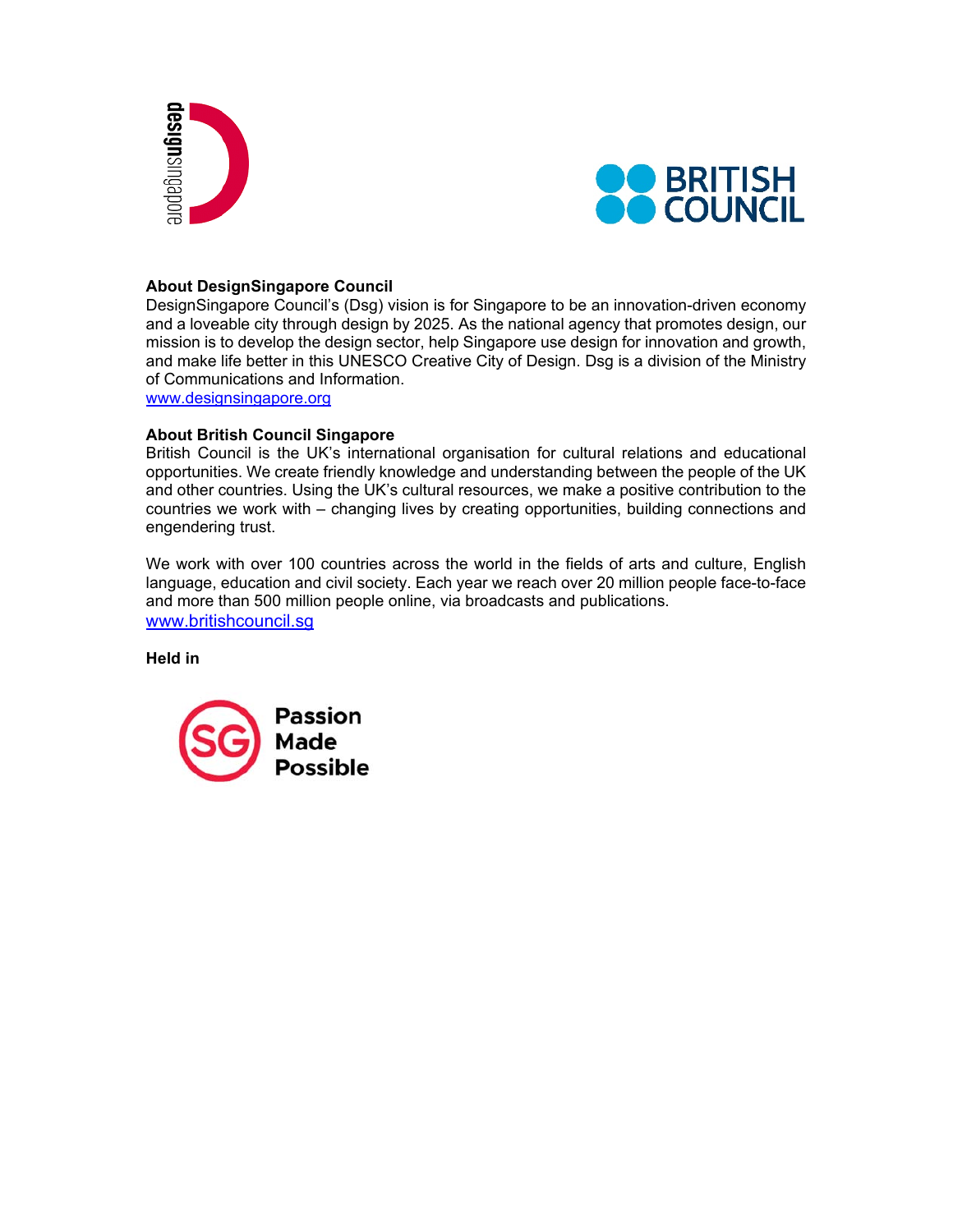**About DesignSingapore Council**

DesignSingapore Council's (Dsg) vision is for Singapore to be an innovation-driven economy and a loveable city through design by 2025. As the national agency that promotes design, our mission is to develop the design sector, help Singapore use design for innovation and growth, and make life better in this UNESCO Creative City of Design. Dsg is a division of the Ministry of Communications and Information.
www.designsingapore.org

**About British Council Singapore**

British Council is the UK's international organisation for cultural relations and educational opportunities. We create friendly knowledge and understanding between the people of the UK and other countries. Using the UK's cultural resources, we make a positive contribution to the countries we work with – changing lives by creating opportunities, building connections and engendering trust.

We work with over 100 countries across the world in the fields of arts and culture, English language, education and civil society. Each year we reach over 20 million people face-to-face and more than 500 million people online, via broadcasts and publications.
www.britishcouncil.sg

**Held in**